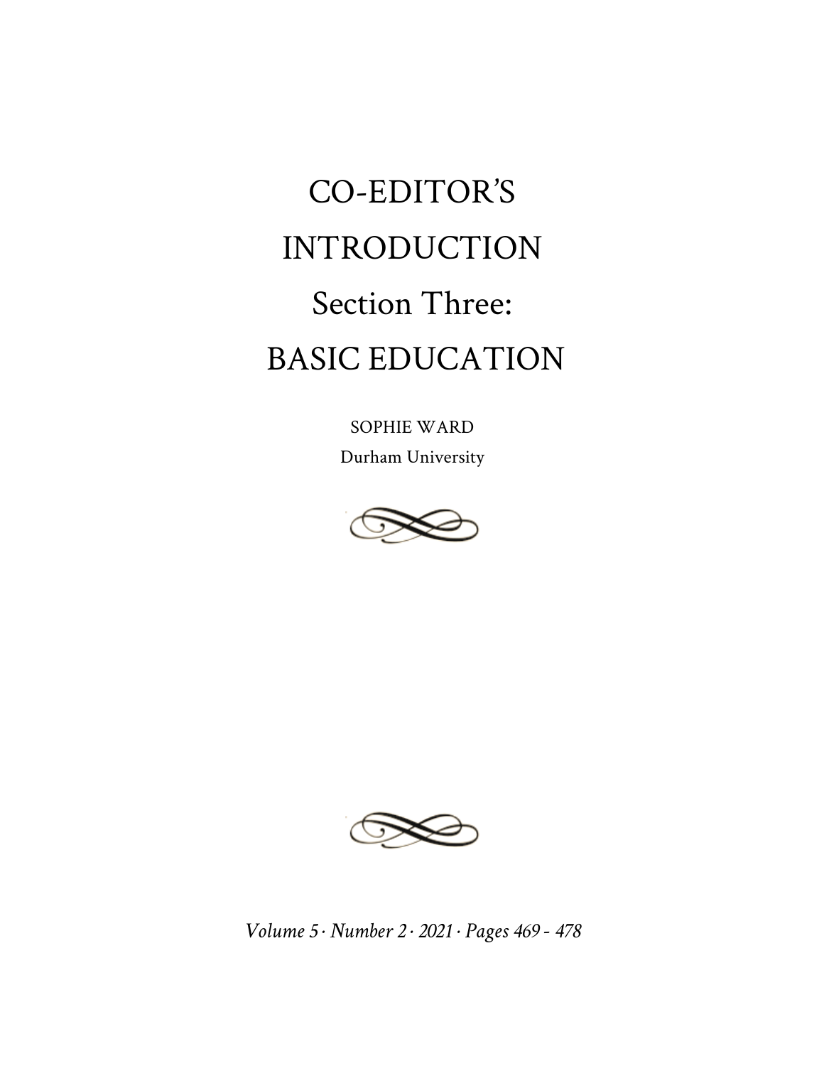# CO-EDITOR'S INTRODUCTION
# Section Three: BASIC EDUCATION

SOPHIE WARD

Durham University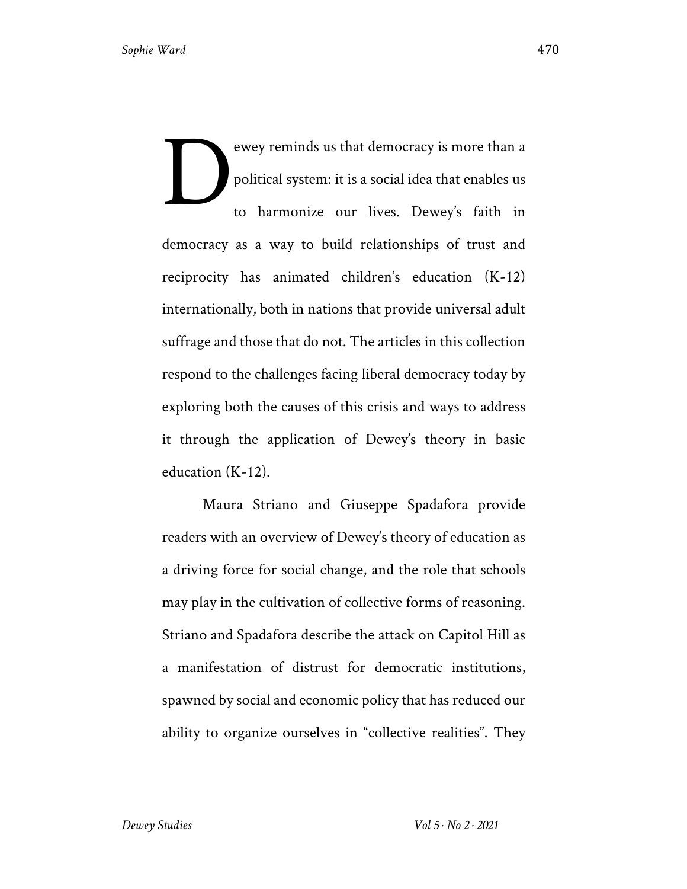Dewey reminds us that democracy is more than a political system: it is a social idea that enables us to harmonize our lives. Dewey's faith in democracy as a way to build relationships of trust and reciprocity has animated children's education (K-12) internationally, both in nations that provide universal adult suffrage and those that do not. The articles in this collection respond to the challenges facing liberal democracy today by exploring both the causes of this crisis and ways to address it through the application of Dewey's theory in basic education (K-12).

Maura Striano and Giuseppe Spadafora provide readers with an overview of Dewey's theory of education as a driving force for social change, and the role that schools may play in the cultivation of collective forms of reasoning. Striano and Spadafora describe the attack on Capitol Hill as a manifestation of distrust for democratic institutions, spawned by social and economic policy that has reduced our ability to organize ourselves in "collective realities". They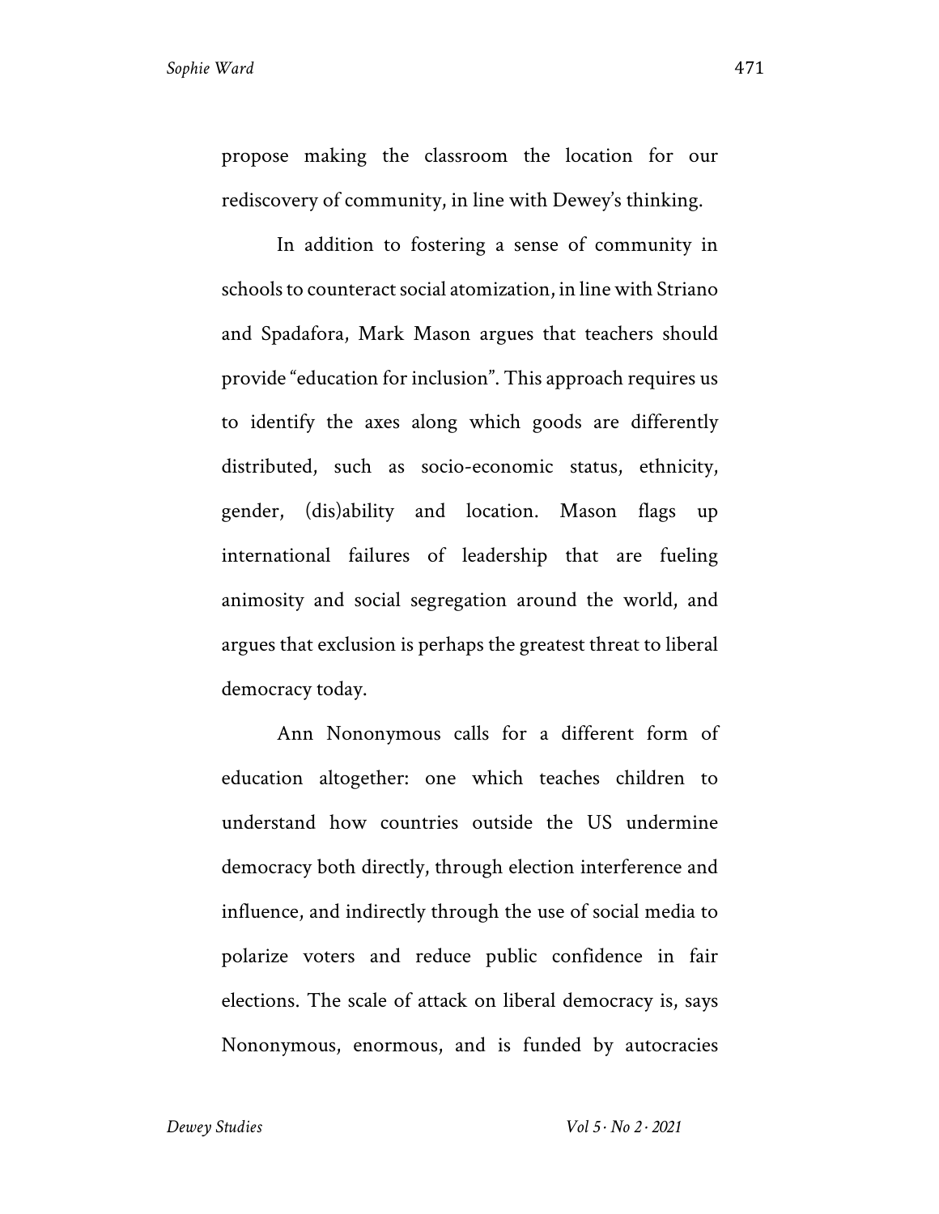propose making the classroom the location for our rediscovery of community, in line with Dewey's thinking.

In addition to fostering a sense of community in schools to counteract social atomization, in line with Striano and Spadafora, Mark Mason argues that teachers should provide "education for inclusion". This approach requires us to identify the axes along which goods are differently distributed, such as socio-economic status, ethnicity, gender, (dis)ability and location. Mason flags up international failures of leadership that are fueling animosity and social segregation around the world, and argues that exclusion is perhaps the greatest threat to liberal democracy today.

Ann Nononymous calls for a different form of education altogether: one which teaches children to understand how countries outside the US undermine democracy both directly, through election interference and influence, and indirectly through the use of social media to polarize voters and reduce public confidence in fair elections. The scale of attack on liberal democracy is, says Nononymous, enormous, and is funded by autocracies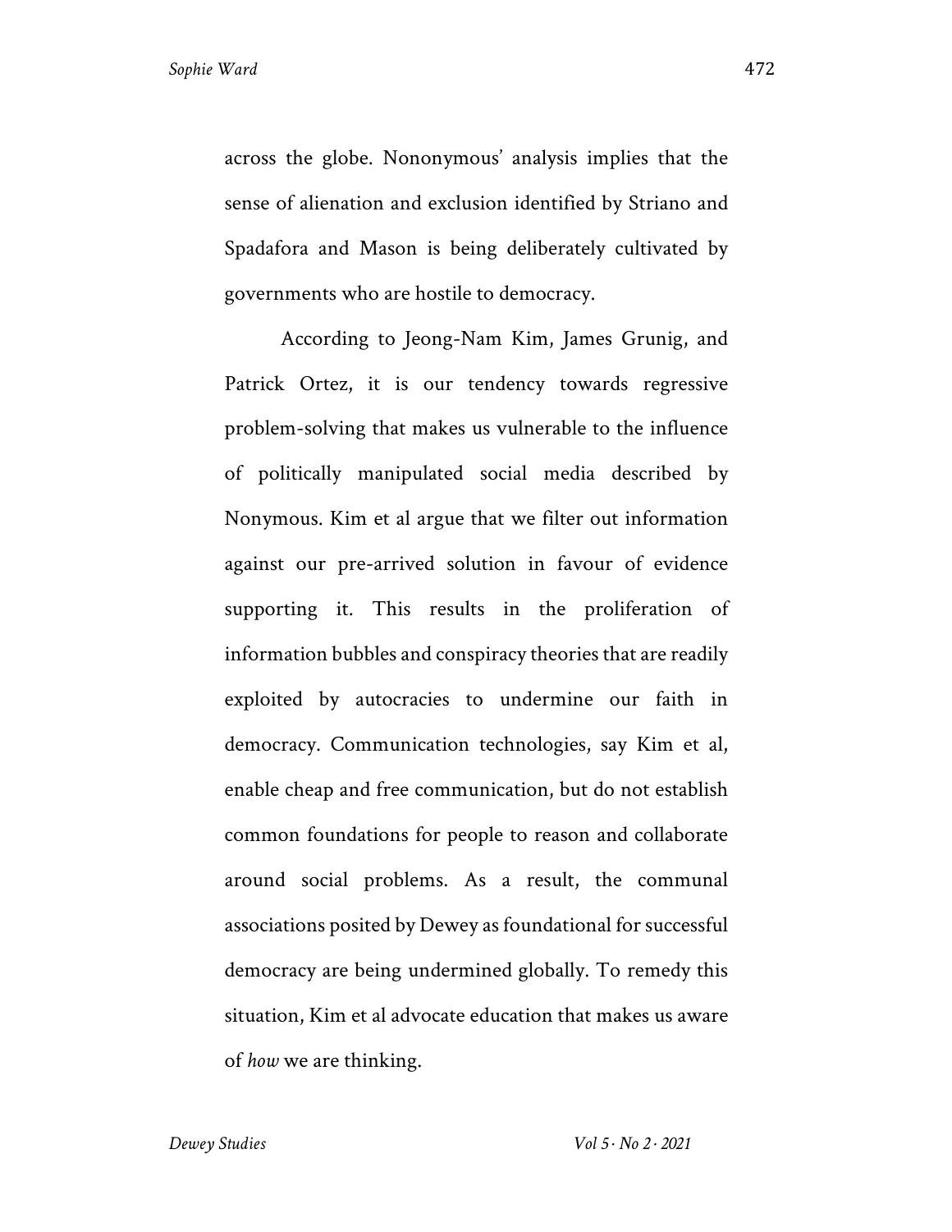across the globe. Nononymous' analysis implies that the sense of alienation and exclusion identified by Striano and Spadafora and Mason is being deliberately cultivated by governments who are hostile to democracy.

According to Jeong-Nam Kim, James Grunig, and Patrick Ortez, it is our tendency towards regressive problem-solving that makes us vulnerable to the influence of politically manipulated social media described by Nonymous. Kim et al argue that we filter out information against our pre-arrived solution in favour of evidence supporting it. This results in the proliferation of information bubbles and conspiracy theories that are readily exploited by autocracies to undermine our faith in democracy. Communication technologies, say Kim et al, enable cheap and free communication, but do not establish common foundations for people to reason and collaborate around social problems. As a result, the communal associations posited by Dewey as foundational for successful democracy are being undermined globally. To remedy this situation, Kim et al advocate education that makes us aware of *how* we are thinking.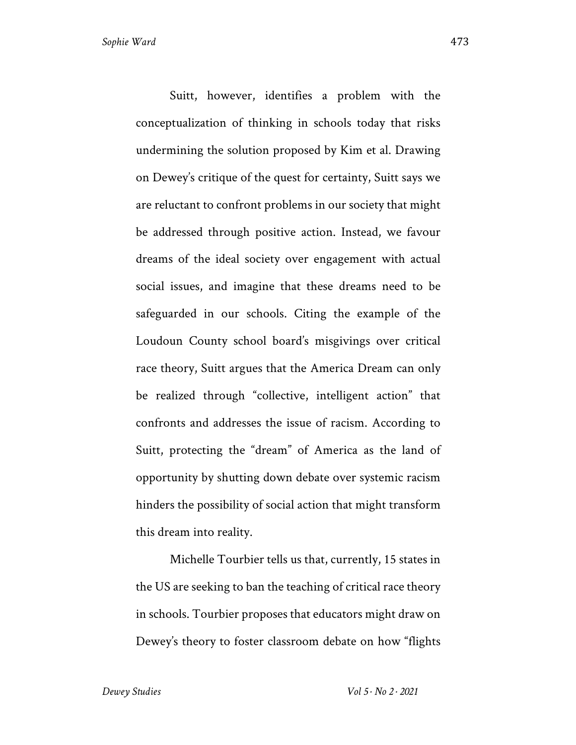Suitt, however, identifies a problem with the conceptualization of thinking in schools today that risks undermining the solution proposed by Kim et al. Drawing on Dewey's critique of the quest for certainty, Suitt says we are reluctant to confront problems in our society that might be addressed through positive action. Instead, we favour dreams of the ideal society over engagement with actual social issues, and imagine that these dreams need to be safeguarded in our schools. Citing the example of the Loudoun County school board's misgivings over critical race theory, Suitt argues that the America Dream can only be realized through "collective, intelligent action" that confronts and addresses the issue of racism. According to Suitt, protecting the "dream" of America as the land of opportunity by shutting down debate over systemic racism hinders the possibility of social action that might transform this dream into reality.

Michelle Tourbier tells us that, currently, 15 states in the US are seeking to ban the teaching of critical race theory in schools. Tourbier proposes that educators might draw on Dewey's theory to foster classroom debate on how "flights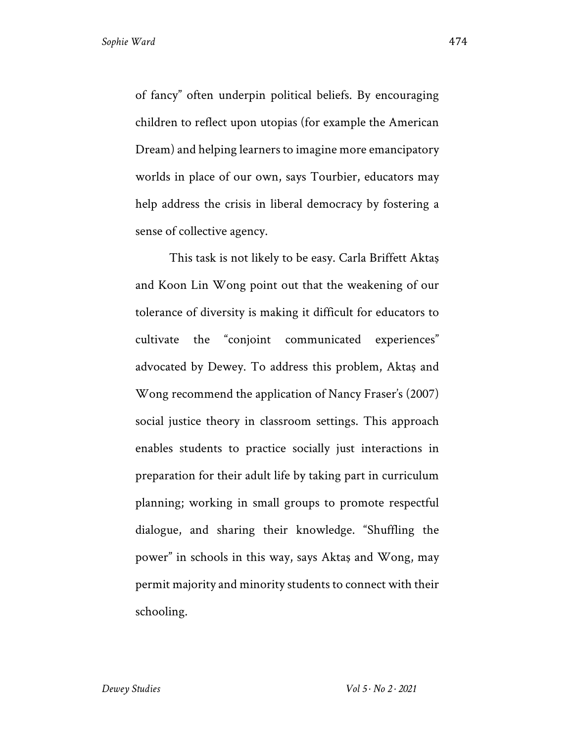of fancy" often underpin political beliefs. By encouraging children to reflect upon utopias (for example the American Dream) and helping learners to imagine more emancipatory worlds in place of our own, says Tourbier, educators may help address the crisis in liberal democracy by fostering a sense of collective agency.

This task is not likely to be easy. Carla Briffett Aktaş and Koon Lin Wong point out that the weakening of our tolerance of diversity is making it difficult for educators to cultivate the "conjoint communicated experiences" advocated by Dewey. To address this problem, Aktaş and Wong recommend the application of Nancy Fraser's (2007) social justice theory in classroom settings. This approach enables students to practice socially just interactions in preparation for their adult life by taking part in curriculum planning; working in small groups to promote respectful dialogue, and sharing their knowledge. "Shuffling the power" in schools in this way, says Aktaş and Wong, may permit majority and minority students to connect with their schooling.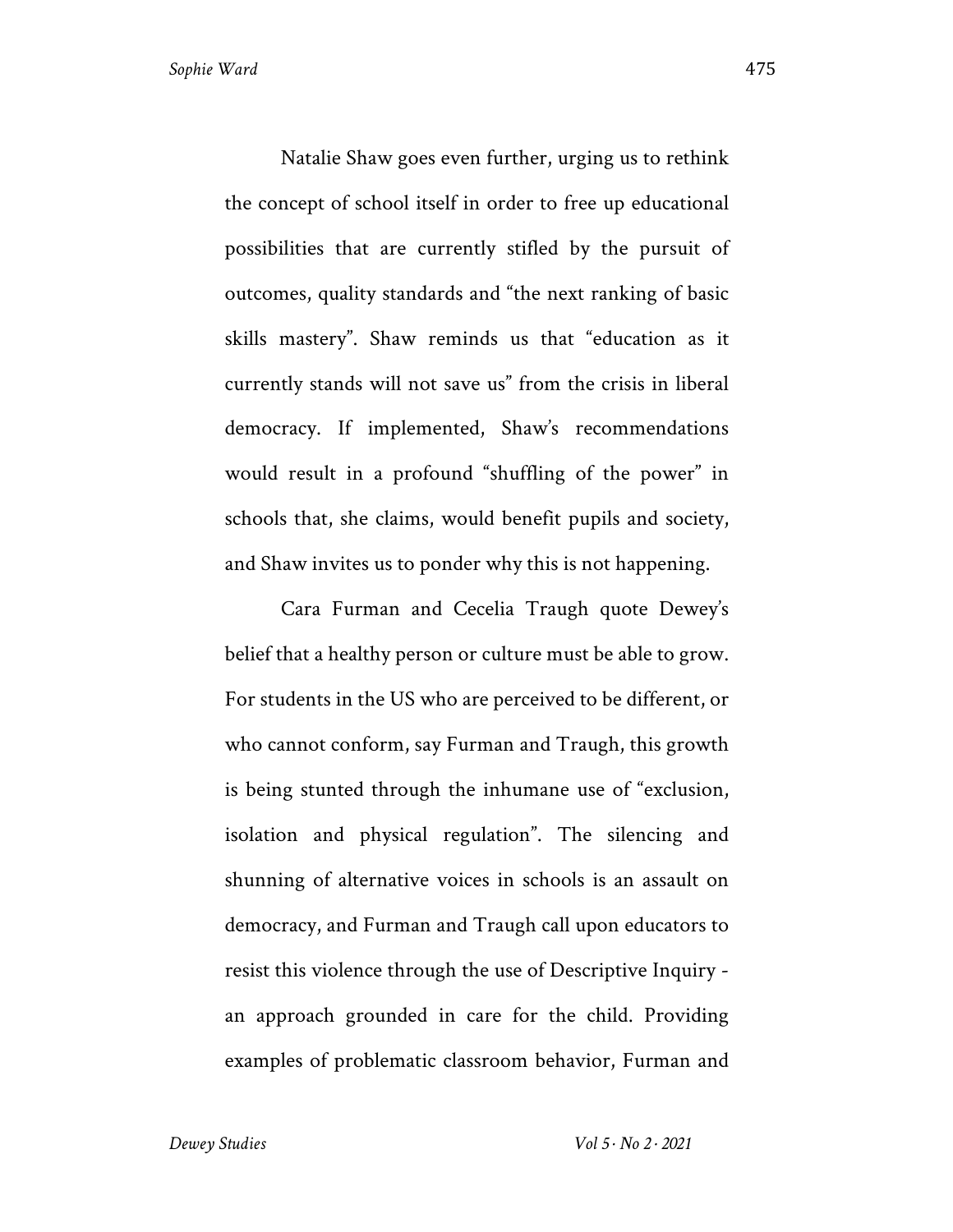Natalie Shaw goes even further, urging us to rethink the concept of school itself in order to free up educational possibilities that are currently stifled by the pursuit of outcomes, quality standards and "the next ranking of basic skills mastery". Shaw reminds us that "education as it currently stands will not save us" from the crisis in liberal democracy. If implemented, Shaw's recommendations would result in a profound "shuffling of the power" in schools that, she claims, would benefit pupils and society, and Shaw invites us to ponder why this is not happening.

Cara Furman and Cecelia Traugh quote Dewey's belief that a healthy person or culture must be able to grow. For students in the US who are perceived to be different, or who cannot conform, say Furman and Traugh, this growth is being stunted through the inhumane use of "exclusion, isolation and physical regulation". The silencing and shunning of alternative voices in schools is an assault on democracy, and Furman and Traugh call upon educators to resist this violence through the use of Descriptive Inquiry - an approach grounded in care for the child. Providing examples of problematic classroom behavior, Furman and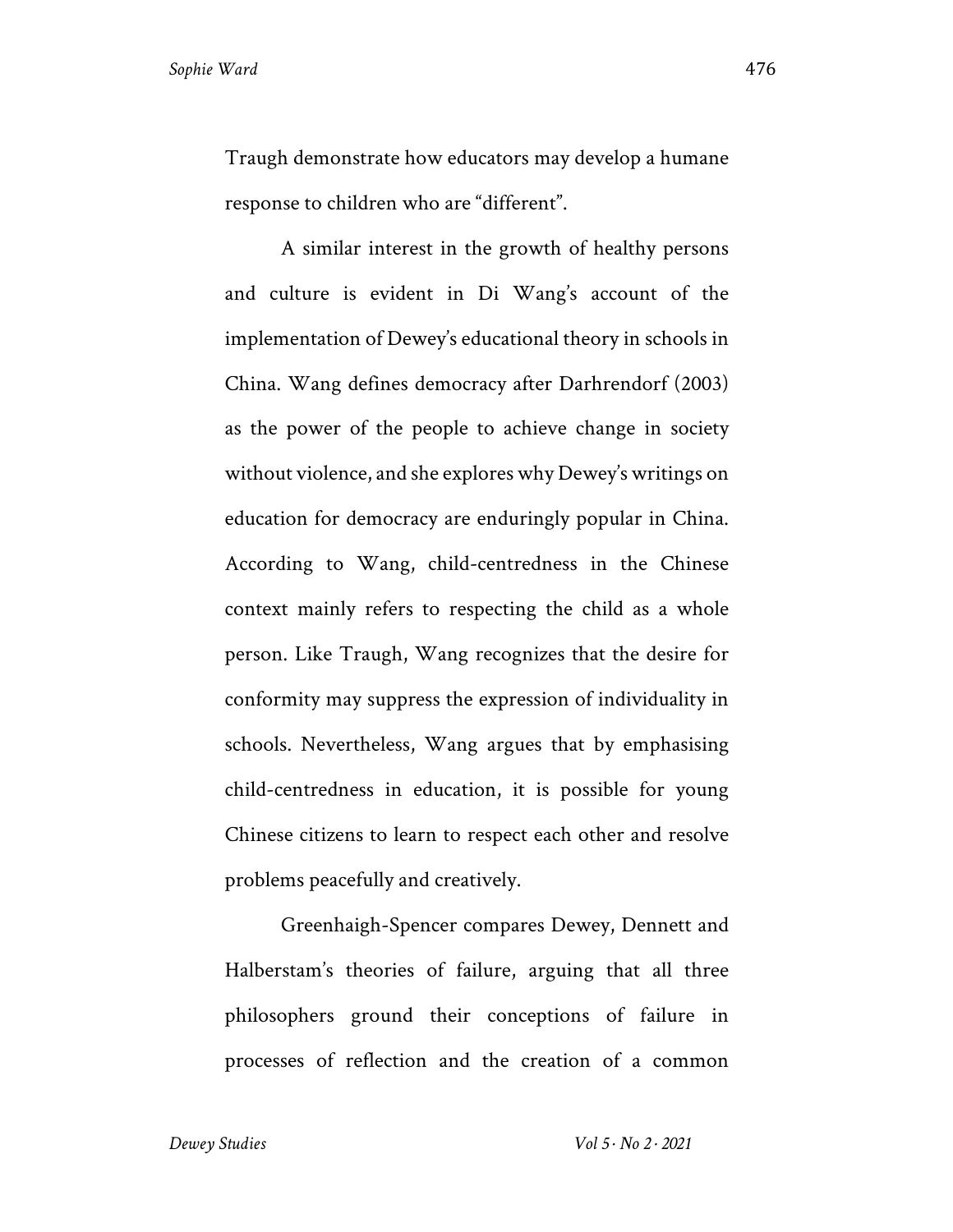Traugh demonstrate how educators may develop a humane response to children who are "different".

A similar interest in the growth of healthy persons and culture is evident in Di Wang's account of the implementation of Dewey's educational theory in schools in China. Wang defines democracy after Darhrendorf (2003) as the power of the people to achieve change in society without violence, and she explores why Dewey's writings on education for democracy are enduringly popular in China. According to Wang, child-centredness in the Chinese context mainly refers to respecting the child as a whole person. Like Traugh, Wang recognizes that the desire for conformity may suppress the expression of individuality in schools. Nevertheless, Wang argues that by emphasising child-centredness in education, it is possible for young Chinese citizens to learn to respect each other and resolve problems peacefully and creatively.

Greenhaigh-Spencer compares Dewey, Dennett and Halberstam's theories of failure, arguing that all three philosophers ground their conceptions of failure in processes of reflection and the creation of a common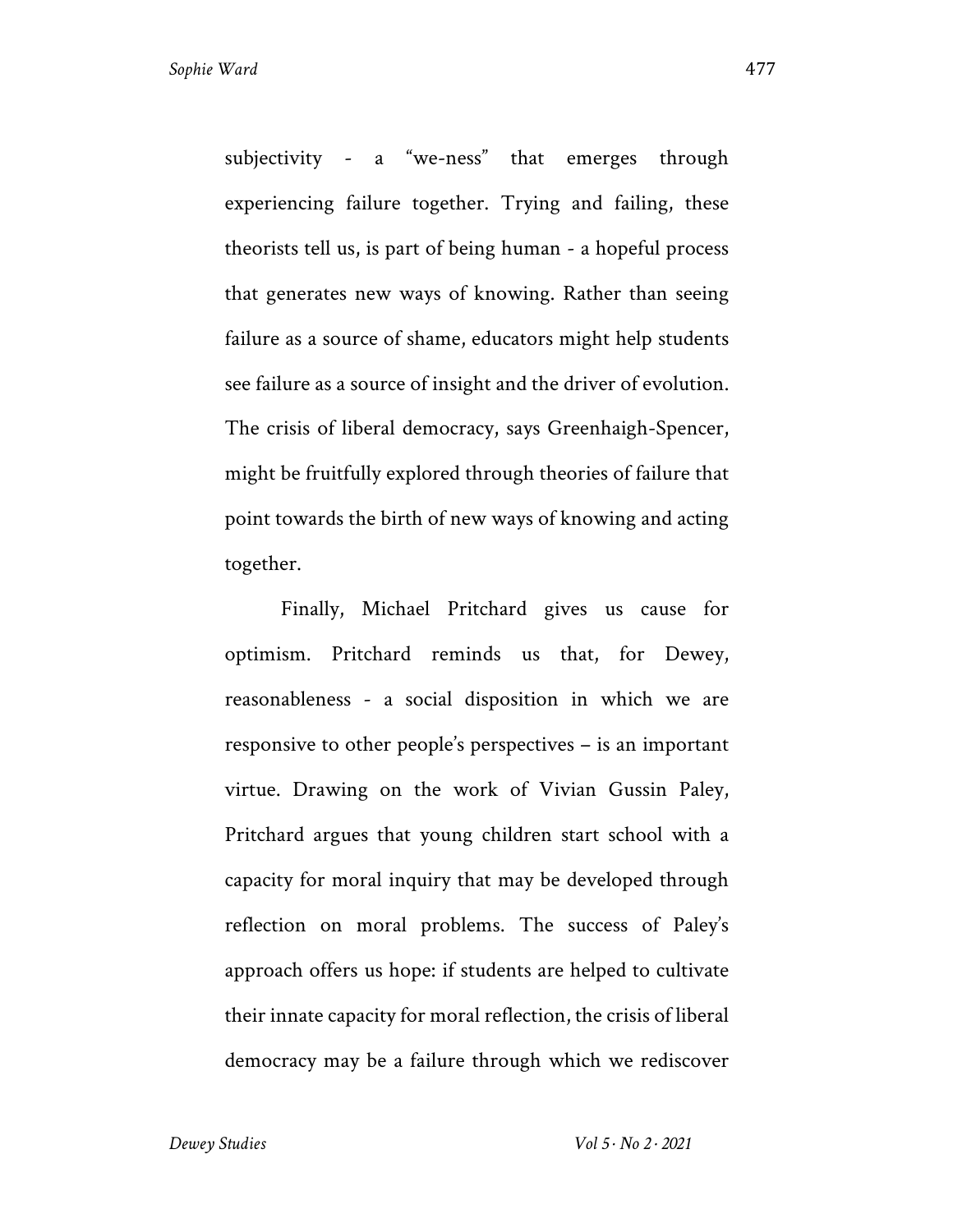subjectivity - a "we-ness" that emerges through experiencing failure together. Trying and failing, these theorists tell us, is part of being human - a hopeful process that generates new ways of knowing. Rather than seeing failure as a source of shame, educators might help students see failure as a source of insight and the driver of evolution. The crisis of liberal democracy, says Greenhaigh-Spencer, might be fruitfully explored through theories of failure that point towards the birth of new ways of knowing and acting together.

Finally, Michael Pritchard gives us cause for optimism. Pritchard reminds us that, for Dewey, reasonableness - a social disposition in which we are responsive to other people's perspectives – is an important virtue. Drawing on the work of Vivian Gussin Paley, Pritchard argues that young children start school with a capacity for moral inquiry that may be developed through reflection on moral problems. The success of Paley's approach offers us hope: if students are helped to cultivate their innate capacity for moral reflection, the crisis of liberal democracy may be a failure through which we rediscover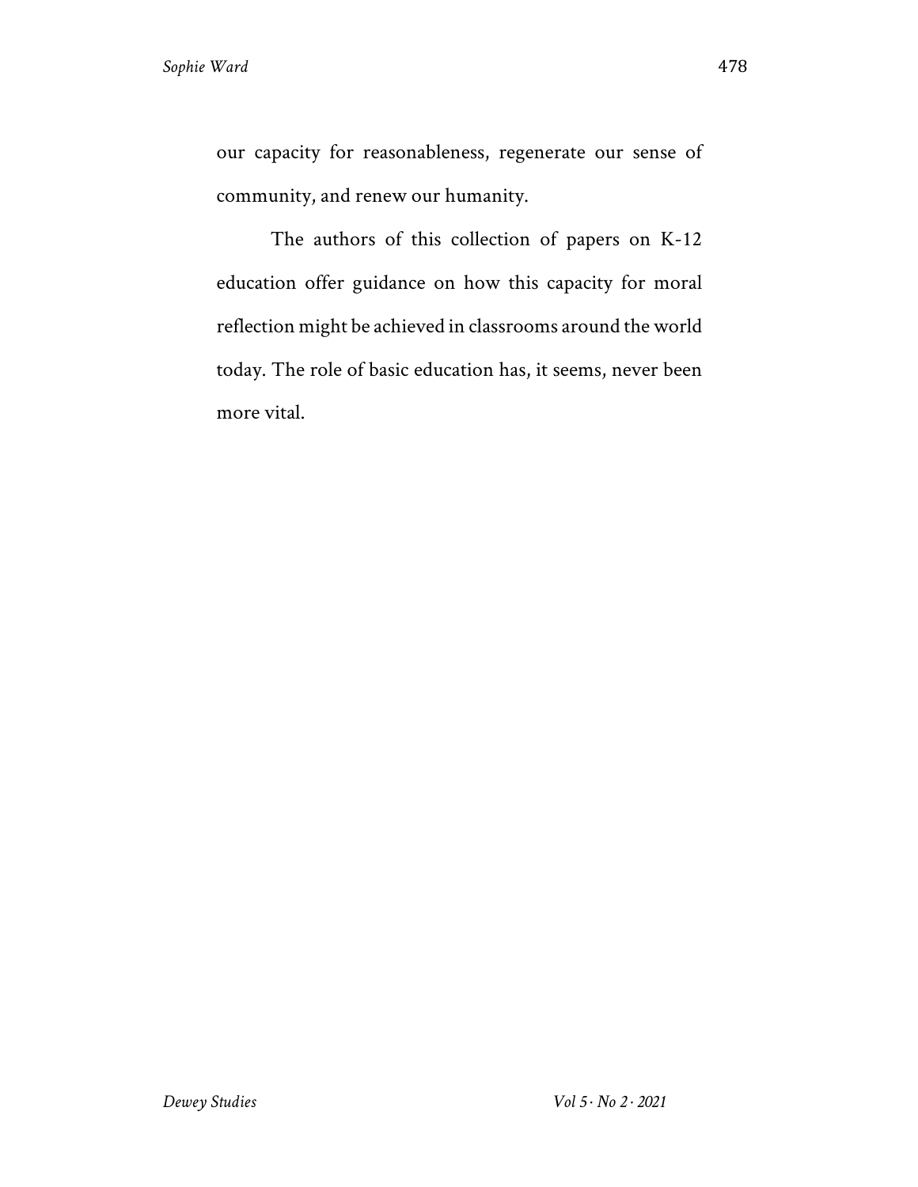our capacity for reasonableness, regenerate our sense of community, and renew our humanity.

The authors of this collection of papers on K-12 education offer guidance on how this capacity for moral reflection might be achieved in classrooms around the world today. The role of basic education has, it seems, never been more vital.